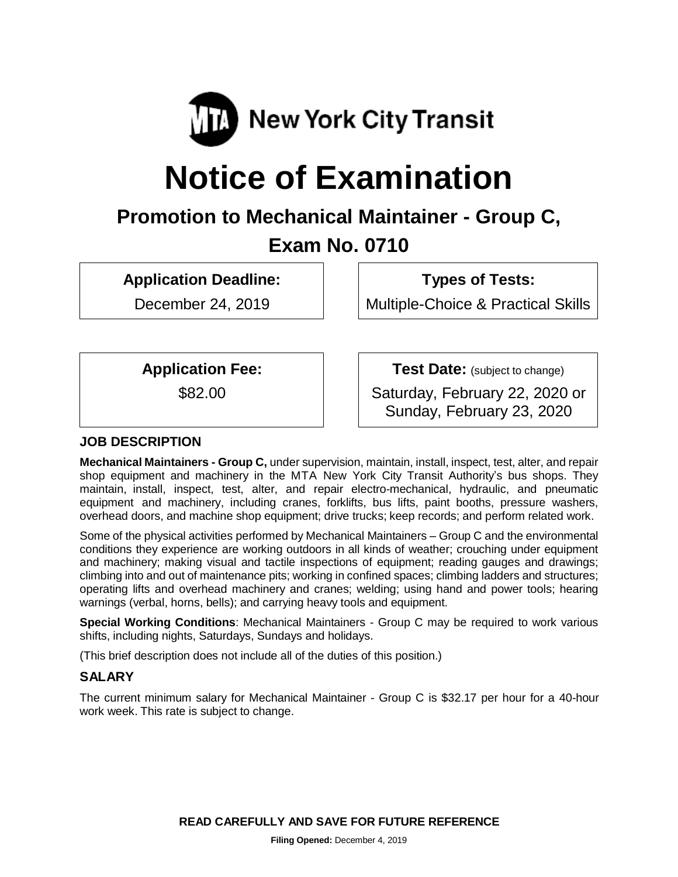MTA New York City Transit

# Notice of Examination

## Promotion to Mechanical Maintainer - Group C,

## Exam No. 0710

**Application Deadline:**

December 24, 2019

**Types of Tests:**

Multiple-Choice & Practical Skills

**Application Fee:**

$82.00

**Test Date:** (subject to change)

Saturday, February 22, 2020 or Sunday, February 23, 2020

### JOB DESCRIPTION

**Mechanical Maintainers - Group C,** under supervision, maintain, install, inspect, test, alter, and repair shop equipment and machinery in the MTA New York City Transit Authority's bus shops. They maintain, install, inspect, test, alter, and repair electro-mechanical, hydraulic, and pneumatic equipment and machinery, including cranes, forklifts, bus lifts, paint booths, pressure washers, overhead doors, and machine shop equipment; drive trucks; keep records; and perform related work.

Some of the physical activities performed by Mechanical Maintainers – Group C and the environmental conditions they experience are working outdoors in all kinds of weather; crouching under equipment and machinery; making visual and tactile inspections of equipment; reading gauges and drawings; climbing into and out of maintenance pits; working in confined spaces; climbing ladders and structures; operating lifts and overhead machinery and cranes; welding; using hand and power tools; hearing warnings (verbal, horns, bells); and carrying heavy tools and equipment.

**Special Working Conditions**: Mechanical Maintainers - Group C may be required to work various shifts, including nights, Saturdays, Sundays and holidays.

(This brief description does not include all of the duties of this position.)

### SALARY

The current minimum salary for Mechanical Maintainer - Group C is $32.17 per hour for a 40-hour work week. This rate is subject to change.

**READ CAREFULLY AND SAVE FOR FUTURE REFERENCE**

**Filing Opened:** December 4, 2019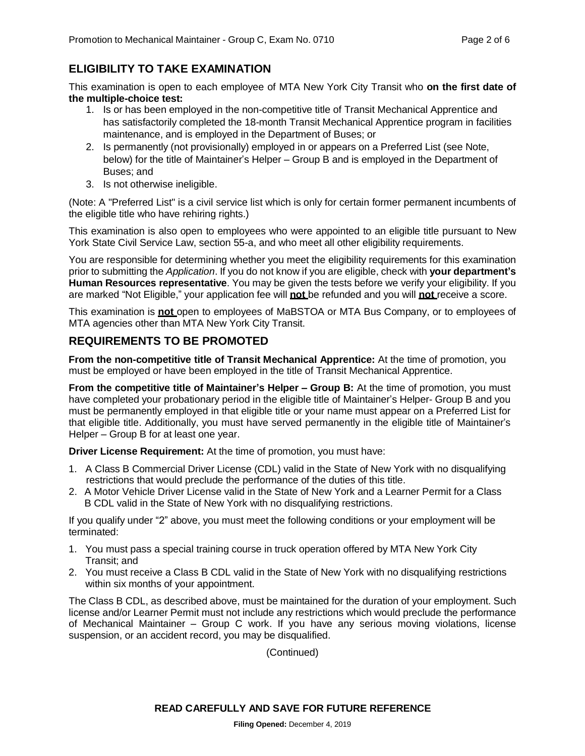## ELIGIBILITY TO TAKE EXAMINATION

This examination is open to each employee of MTA New York City Transit who **on the first date of the multiple-choice test:**

1. Is or has been employed in the non-competitive title of Transit Mechanical Apprentice and has satisfactorily completed the 18-month Transit Mechanical Apprentice program in facilities maintenance, and is employed in the Department of Buses; or
2. Is permanently (not provisionally) employed in or appears on a Preferred List (see Note, below) for the title of Maintainer's Helper – Group B and is employed in the Department of Buses; and
3. Is not otherwise ineligible.

(Note: A "Preferred List" is a civil service list which is only for certain former permanent incumbents of the eligible title who have rehiring rights.)

This examination is also open to employees who were appointed to an eligible title pursuant to New York State Civil Service Law, section 55-a, and who meet all other eligibility requirements.

You are responsible for determining whether you meet the eligibility requirements for this examination prior to submitting the *Application*. If you do not know if you are eligible, check with **your department's Human Resources representative**. You may be given the tests before we verify your eligibility. If you are marked "Not Eligible," your application fee will **not** be refunded and you will **not** receive a score.

This examination is **not** open to employees of MaBSTOA or MTA Bus Company, or to employees of MTA agencies other than MTA New York City Transit.

## REQUIREMENTS TO BE PROMOTED

**From the non-competitive title of Transit Mechanical Apprentice:** At the time of promotion, you must be employed or have been employed in the title of Transit Mechanical Apprentice.

**From the competitive title of Maintainer's Helper – Group B:** At the time of promotion, you must have completed your probationary period in the eligible title of Maintainer's Helper- Group B and you must be permanently employed in that eligible title or your name must appear on a Preferred List for that eligible title. Additionally, you must have served permanently in the eligible title of Maintainer's Helper – Group B for at least one year.

**Driver License Requirement:** At the time of promotion, you must have:

1. A Class B Commercial Driver License (CDL) valid in the State of New York with no disqualifying restrictions that would preclude the performance of the duties of this title.
2. A Motor Vehicle Driver License valid in the State of New York and a Learner Permit for a Class B CDL valid in the State of New York with no disqualifying restrictions.

If you qualify under "2" above, you must meet the following conditions or your employment will be terminated:

1. You must pass a special training course in truck operation offered by MTA New York City Transit; and
2. You must receive a Class B CDL valid in the State of New York with no disqualifying restrictions within six months of your appointment.

The Class B CDL, as described above, must be maintained for the duration of your employment. Such license and/or Learner Permit must not include any restrictions which would preclude the performance of Mechanical Maintainer – Group C work. If you have any serious moving violations, license suspension, or an accident record, you may be disqualified.

(Continued)

**READ CAREFULLY AND SAVE FOR FUTURE REFERENCE**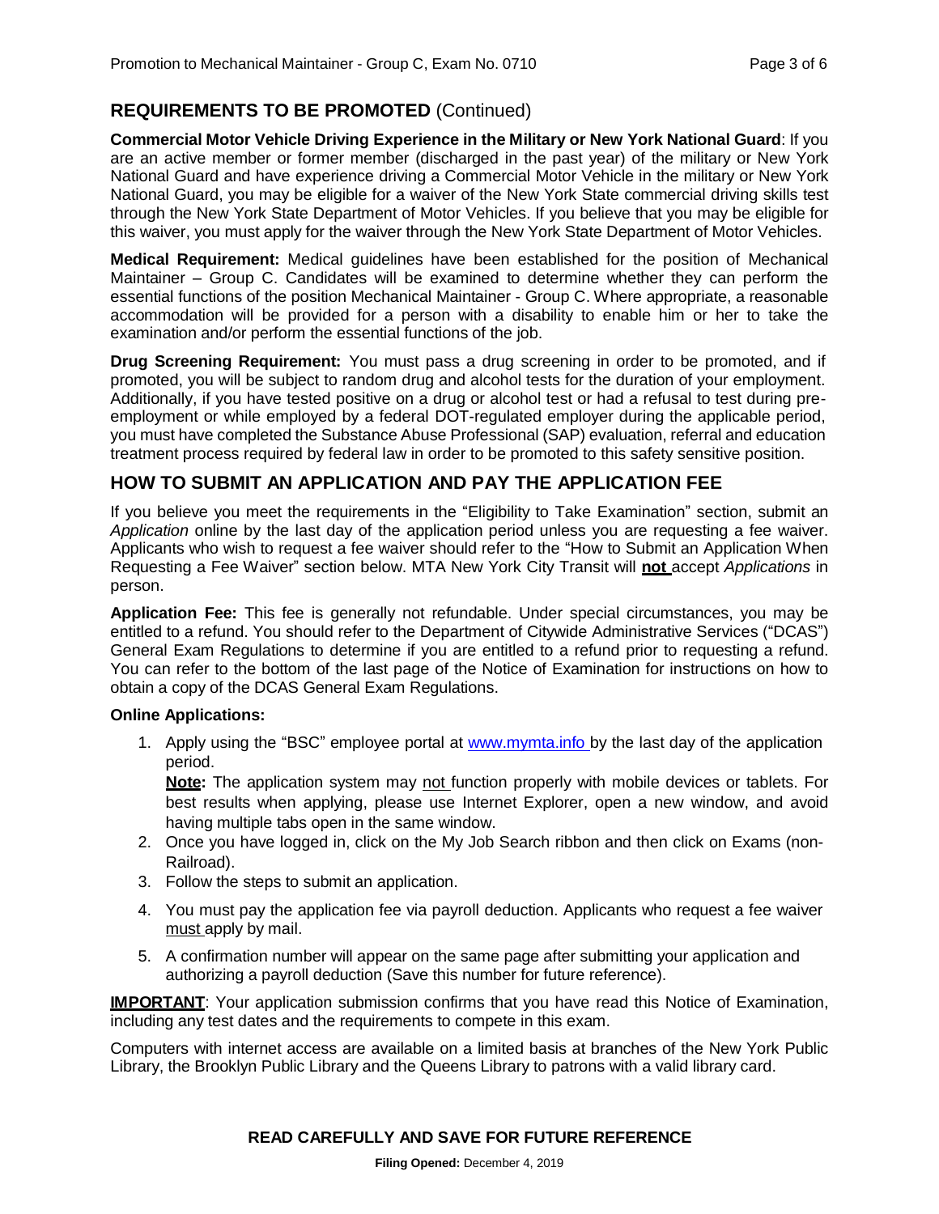## REQUIREMENTS TO BE PROMOTED (Continued)

**Commercial Motor Vehicle Driving Experience in the Military or New York National Guard**: If you are an active member or former member (discharged in the past year) of the military or New York National Guard and have experience driving a Commercial Motor Vehicle in the military or New York National Guard, you may be eligible for a waiver of the New York State commercial driving skills test through the New York State Department of Motor Vehicles. If you believe that you may be eligible for this waiver, you must apply for the waiver through the New York State Department of Motor Vehicles.

**Medical Requirement:** Medical guidelines have been established for the position of Mechanical Maintainer – Group C. Candidates will be examined to determine whether they can perform the essential functions of the position Mechanical Maintainer - Group C. Where appropriate, a reasonable accommodation will be provided for a person with a disability to enable him or her to take the examination and/or perform the essential functions of the job.

**Drug Screening Requirement:** You must pass a drug screening in order to be promoted, and if promoted, you will be subject to random drug and alcohol tests for the duration of your employment. Additionally, if you have tested positive on a drug or alcohol test or had a refusal to test during pre-employment or while employed by a federal DOT-regulated employer during the applicable period, you must have completed the Substance Abuse Professional (SAP) evaluation, referral and education treatment process required by federal law in order to be promoted to this safety sensitive position.

## HOW TO SUBMIT AN APPLICATION AND PAY THE APPLICATION FEE

If you believe you meet the requirements in the "Eligibility to Take Examination" section, submit an *Application* online by the last day of the application period unless you are requesting a fee waiver. Applicants who wish to request a fee waiver should refer to the "How to Submit an Application When Requesting a Fee Waiver" section below. MTA New York City Transit will **not** accept *Applications* in person.

**Application Fee:** This fee is generally not refundable. Under special circumstances, you may be entitled to a refund. You should refer to the Department of Citywide Administrative Services ("DCAS") General Exam Regulations to determine if you are entitled to a refund prior to requesting a refund. You can refer to the bottom of the last page of the Notice of Examination for instructions on how to obtain a copy of the DCAS General Exam Regulations.

**Online Applications:**

1. Apply using the "BSC" employee portal at www.mymta.info by the last day of the application period.

   **Note:** The application system may not function properly with mobile devices or tablets. For best results when applying, please use Internet Explorer, open a new window, and avoid having multiple tabs open in the same window.
2. Once you have logged in, click on the My Job Search ribbon and then click on Exams (non-Railroad).
3. Follow the steps to submit an application.
4. You must pay the application fee via payroll deduction. Applicants who request a fee waiver must apply by mail.
5. A confirmation number will appear on the same page after submitting your application and authorizing a payroll deduction (Save this number for future reference).

**IMPORTANT**: Your application submission confirms that you have read this Notice of Examination, including any test dates and the requirements to compete in this exam.

Computers with internet access are available on a limited basis at branches of the New York Public Library, the Brooklyn Public Library and the Queens Library to patrons with a valid library card.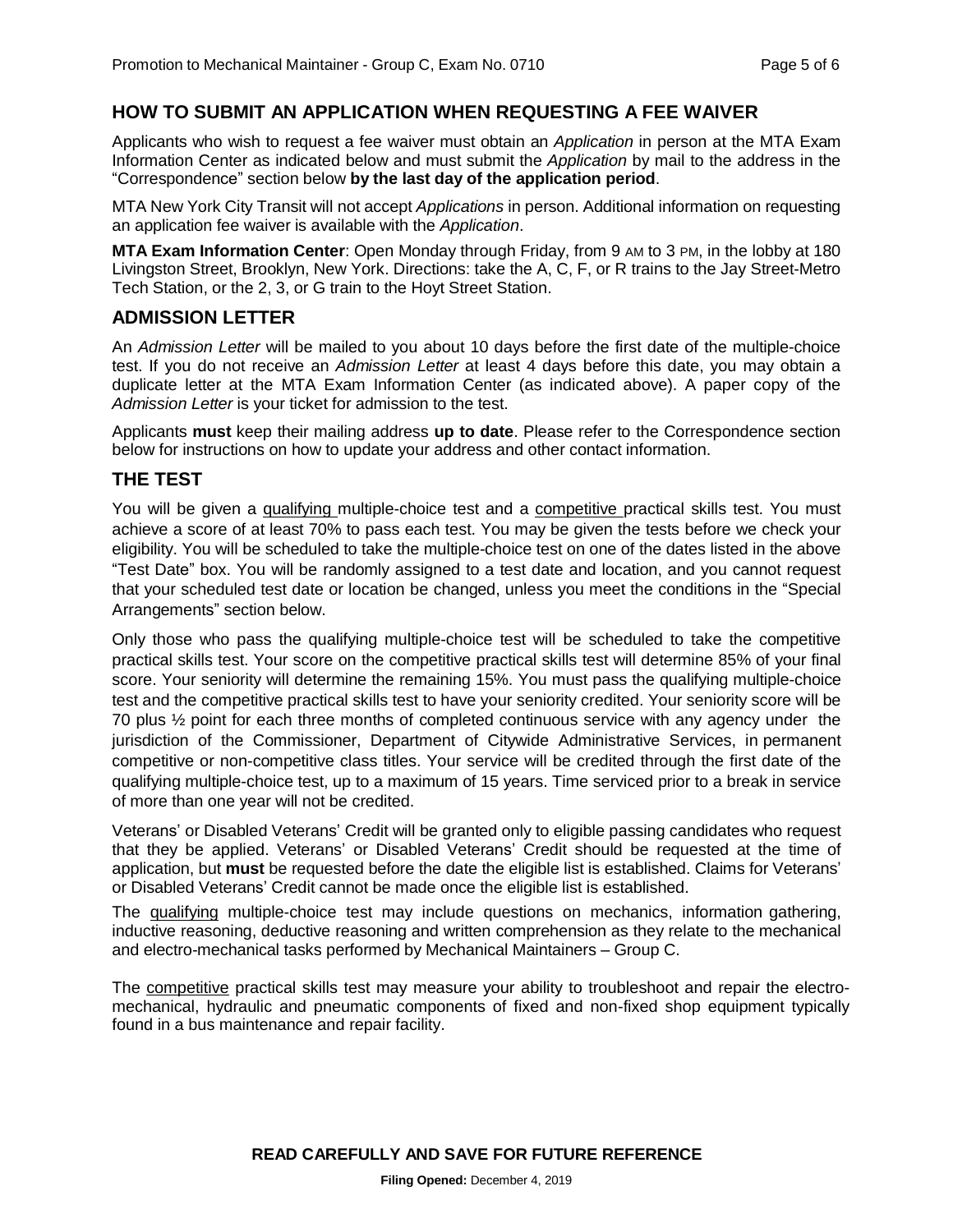## HOW TO SUBMIT AN APPLICATION WHEN REQUESTING A FEE WAIVER

Applicants who wish to request a fee waiver must obtain an *Application* in person at the MTA Exam Information Center as indicated below and must submit the *Application* by mail to the address in the "Correspondence" section below **by the last day of the application period**.

MTA New York City Transit will not accept *Applications* in person. Additional information on requesting an application fee waiver is available with the *Application*.

**MTA Exam Information Center**: Open Monday through Friday, from 9 AM to 3 PM, in the lobby at 180 Livingston Street, Brooklyn, New York. Directions: take the A, C, F, or R trains to the Jay Street-Metro Tech Station, or the 2, 3, or G train to the Hoyt Street Station.

## ADMISSION LETTER

An *Admission Letter* will be mailed to you about 10 days before the first date of the multiple-choice test. If you do not receive an *Admission Letter* at least 4 days before this date, you may obtain a duplicate letter at the MTA Exam Information Center (as indicated above). A paper copy of the *Admission Letter* is your ticket for admission to the test.

Applicants **must** keep their mailing address **up to date**. Please refer to the Correspondence section below for instructions on how to update your address and other contact information.

## THE TEST

You will be given a qualifying multiple-choice test and a competitive practical skills test. You must achieve a score of at least 70% to pass each test. You may be given the tests before we check your eligibility. You will be scheduled to take the multiple-choice test on one of the dates listed in the above "Test Date" box. You will be randomly assigned to a test date and location, and you cannot request that your scheduled test date or location be changed, unless you meet the conditions in the "Special Arrangements" section below.

Only those who pass the qualifying multiple-choice test will be scheduled to take the competitive practical skills test. Your score on the competitive practical skills test will determine 85% of your final score. Your seniority will determine the remaining 15%. You must pass the qualifying multiple-choice test and the competitive practical skills test to have your seniority credited. Your seniority score will be 70 plus ½ point for each three months of completed continuous service with any agency under the jurisdiction of the Commissioner, Department of Citywide Administrative Services, in permanent competitive or non-competitive class titles. Your service will be credited through the first date of the qualifying multiple-choice test, up to a maximum of 15 years. Time serviced prior to a break in service of more than one year will not be credited.

Veterans' or Disabled Veterans' Credit will be granted only to eligible passing candidates who request that they be applied. Veterans' or Disabled Veterans' Credit should be requested at the time of application, but **must** be requested before the date the eligible list is established. Claims for Veterans' or Disabled Veterans' Credit cannot be made once the eligible list is established.

The qualifying multiple-choice test may include questions on mechanics, information gathering, inductive reasoning, deductive reasoning and written comprehension as they relate to the mechanical and electro-mechanical tasks performed by Mechanical Maintainers – Group C.

The competitive practical skills test may measure your ability to troubleshoot and repair the electro-mechanical, hydraulic and pneumatic components of fixed and non-fixed shop equipment typically found in a bus maintenance and repair facility.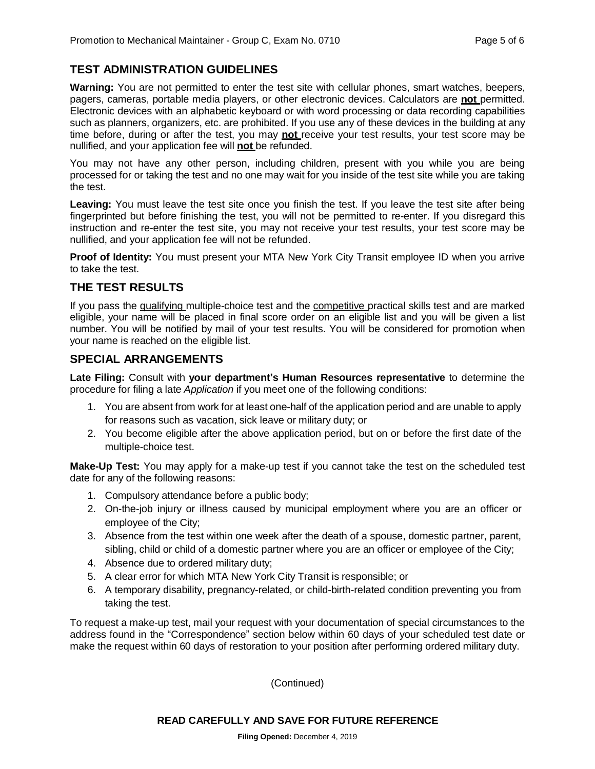## TEST ADMINISTRATION GUIDELINES

**Warning:** You are not permitted to enter the test site with cellular phones, smart watches, beepers, pagers, cameras, portable media players, or other electronic devices. Calculators are **not** permitted. Electronic devices with an alphabetic keyboard or with word processing or data recording capabilities such as planners, organizers, etc. are prohibited. If you use any of these devices in the building at any time before, during or after the test, you may **not** receive your test results, your test score may be nullified, and your application fee will **not** be refunded.

You may not have any other person, including children, present with you while you are being processed for or taking the test and no one may wait for you inside of the test site while you are taking the test.

**Leaving:** You must leave the test site once you finish the test. If you leave the test site after being fingerprinted but before finishing the test, you will not be permitted to re-enter. If you disregard this instruction and re-enter the test site, you may not receive your test results, your test score may be nullified, and your application fee will not be refunded.

**Proof of Identity:** You must present your MTA New York City Transit employee ID when you arrive to take the test.

## THE TEST RESULTS

If you pass the qualifying multiple-choice test and the competitive practical skills test and are marked eligible, your name will be placed in final score order on an eligible list and you will be given a list number. You will be notified by mail of your test results. You will be considered for promotion when your name is reached on the eligible list.

## SPECIAL ARRANGEMENTS

**Late Filing:** Consult with **your department's Human Resources representative** to determine the procedure for filing a late *Application* if you meet one of the following conditions:

1. You are absent from work for at least one-half of the application period and are unable to apply for reasons such as vacation, sick leave or military duty; or
2. You become eligible after the above application period, but on or before the first date of the multiple-choice test.

**Make-Up Test:** You may apply for a make-up test if you cannot take the test on the scheduled test date for any of the following reasons:

1. Compulsory attendance before a public body;
2. On-the-job injury or illness caused by municipal employment where you are an officer or employee of the City;
3. Absence from the test within one week after the death of a spouse, domestic partner, parent, sibling, child or child of a domestic partner where you are an officer or employee of the City;
4. Absence due to ordered military duty;
5. A clear error for which MTA New York City Transit is responsible; or
6. A temporary disability, pregnancy-related, or child-birth-related condition preventing you from taking the test.

To request a make-up test, mail your request with your documentation of special circumstances to the address found in the "Correspondence" section below within 60 days of your scheduled test date or make the request within 60 days of restoration to your position after performing ordered military duty.

(Continued)

**READ CAREFULLY AND SAVE FOR FUTURE REFERENCE**

**Filing Opened:** December 4, 2019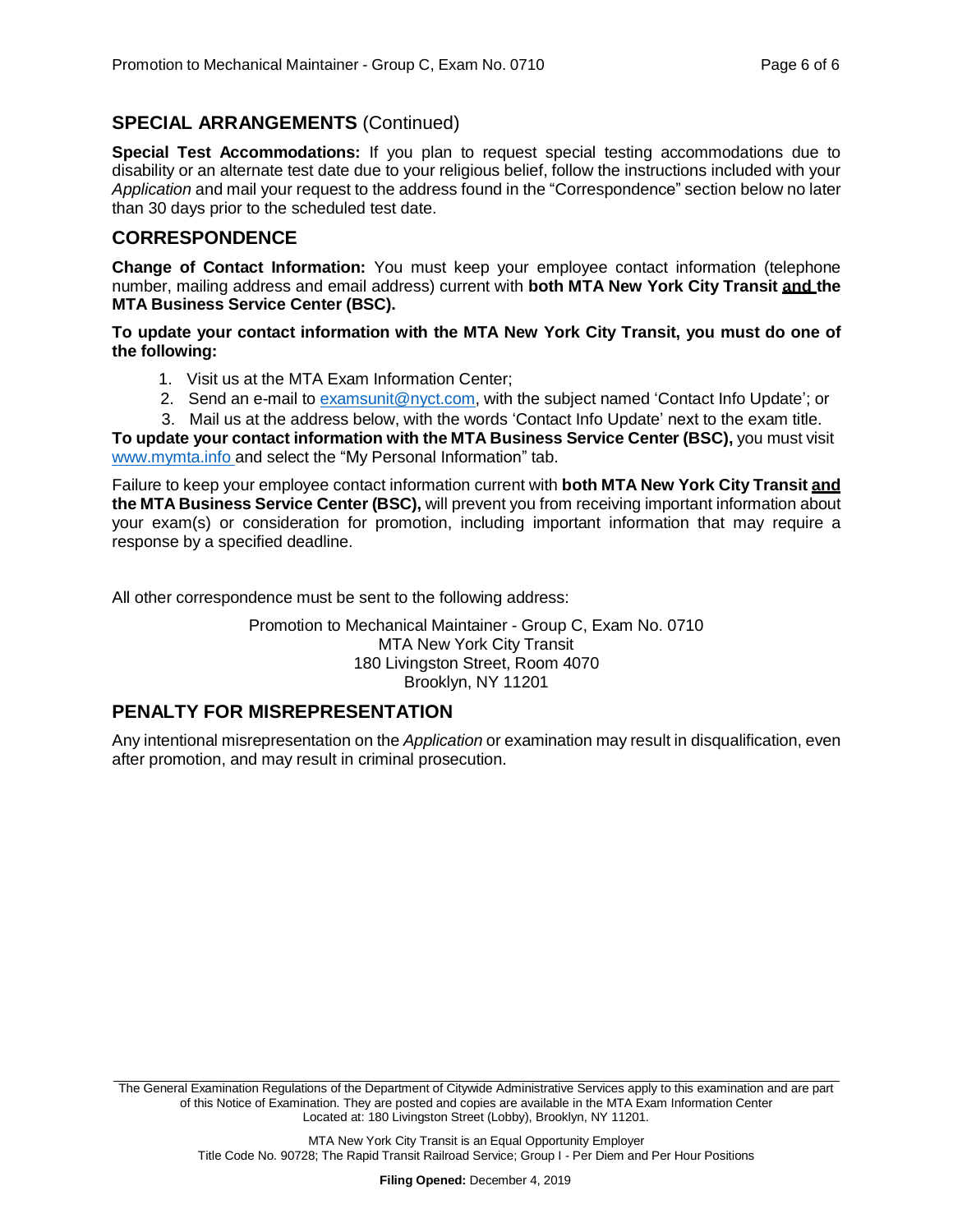## SPECIAL ARRANGEMENTS (Continued)

**Special Test Accommodations:** If you plan to request special testing accommodations due to disability or an alternate test date due to your religious belief, follow the instructions included with your *Application* and mail your request to the address found in the "Correspondence" section below no later than 30 days prior to the scheduled test date.

## CORRESPONDENCE

**Change of Contact Information:** You must keep your employee contact information (telephone number, mailing address and email address) current with **both MTA New York City Transit and the MTA Business Service Center (BSC).**

**To update your contact information with the MTA New York City Transit, you must do one of the following:**

1. Visit us at the MTA Exam Information Center;
2. Send an e-mail to examsunit@nyct.com, with the subject named 'Contact Info Update'; or
3. Mail us at the address below, with the words 'Contact Info Update' next to the exam title.

**To update your contact information with the MTA Business Service Center (BSC),** you must visit www.mymta.info and select the "My Personal Information" tab.

Failure to keep your employee contact information current with **both MTA New York City Transit and the MTA Business Service Center (BSC),** will prevent you from receiving important information about your exam(s) or consideration for promotion, including important information that may require a response by a specified deadline.

All other correspondence must be sent to the following address:

Promotion to Mechanical Maintainer - Group C, Exam No. 0710
MTA New York City Transit
180 Livingston Street, Room 4070
Brooklyn, NY 11201

## PENALTY FOR MISREPRESENTATION

Any intentional misrepresentation on the *Application* or examination may result in disqualification, even after promotion, and may result in criminal prosecution.

The General Examination Regulations of the Department of Citywide Administrative Services apply to this examination and are part of this Notice of Examination. They are posted and copies are available in the MTA Exam Information Center Located at: 180 Livingston Street (Lobby), Brooklyn, NY 11201.

MTA New York City Transit is an Equal Opportunity Employer
Title Code No. 90728; The Rapid Transit Railroad Service; Group I - Per Diem and Per Hour Positions

**Filing Opened:** December 4, 2019